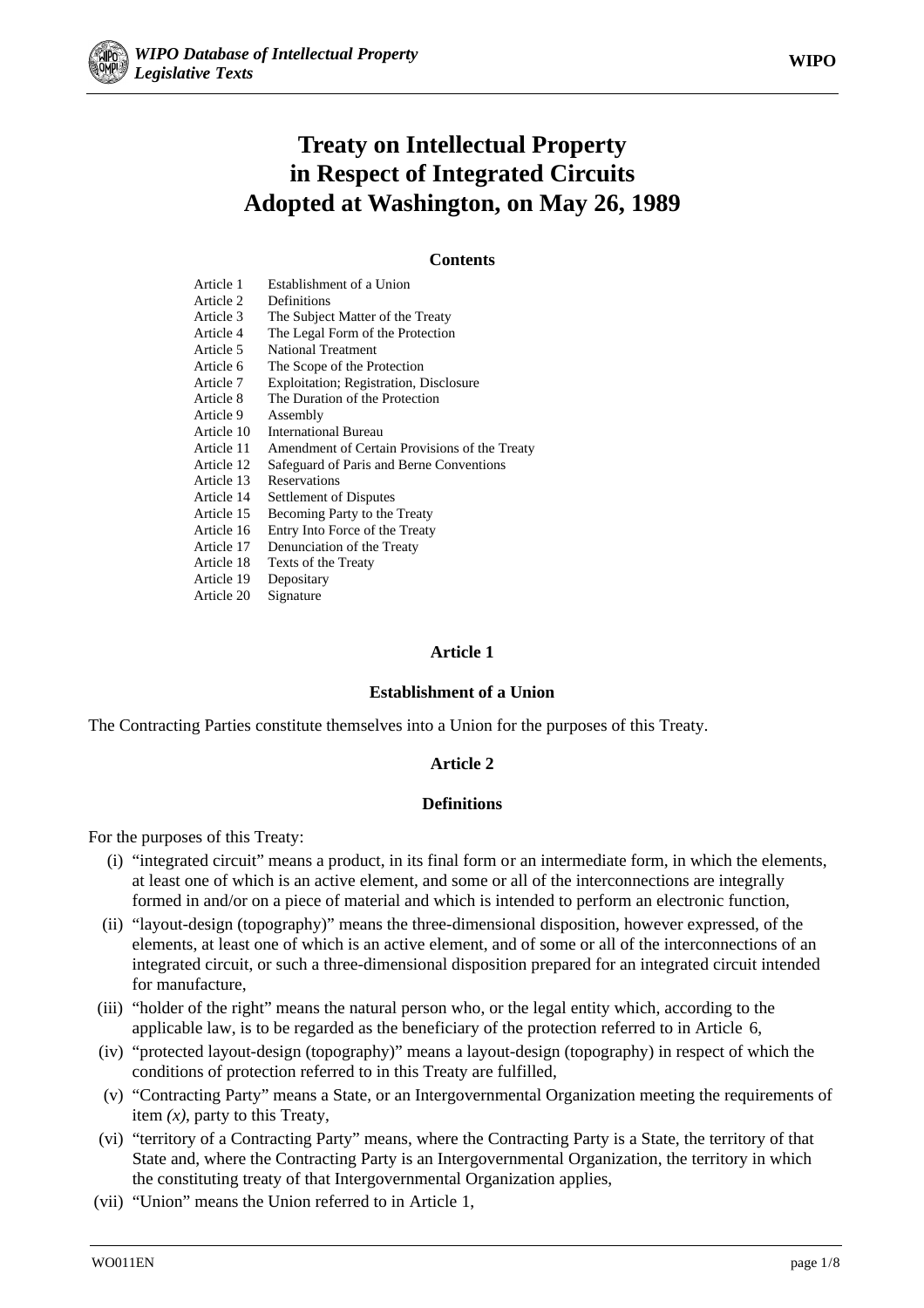# Treaty on Intellectual Property in Respect of Integrated Circuits Adopted at Washington, on May 26, 1989

### Contents

| | |
|---|---|
| Article 1 | Establishment of a Union |
| Article 2 | Definitions |
| Article 3 | The Subject Matter of the Treaty |
| Article 4 | The Legal Form of the Protection |
| Article 5 | National Treatment |
| Article 6 | The Scope of the Protection |
| Article 7 | Exploitation; Registration, Disclosure |
| Article 8 | The Duration of the Protection |
| Article 9 | Assembly |
| Article 10 | International Bureau |
| Article 11 | Amendment of Certain Provisions of the Treaty |
| Article 12 | Safeguard of Paris and Berne Conventions |
| Article 13 | Reservations |
| Article 14 | Settlement of Disputes |
| Article 15 | Becoming Party to the Treaty |
| Article 16 | Entry Into Force of the Treaty |
| Article 17 | Denunciation of the Treaty |
| Article 18 | Texts of the Treaty |
| Article 19 | Depositary |
| Article 20 | Signature |

### Article 1

### Establishment of a Union

The Contracting Parties constitute themselves into a Union for the purposes of this Treaty.

### Article 2

### Definitions

For the purposes of this Treaty:

(i) “integrated circuit” means a product, in its final form or an intermediate form, in which the elements, at least one of which is an active element, and some or all of the interconnections are integrally formed in and/or on a piece of material and which is intended to perform an electronic function,

(ii) “layout-design (topography)” means the three-dimensional disposition, however expressed, of the elements, at least one of which is an active element, and of some or all of the interconnections of an integrated circuit, or such a three-dimensional disposition prepared for an integrated circuit intended for manufacture,

(iii) “holder of the right” means the natural person who, or the legal entity which, according to the applicable law, is to be regarded as the beneficiary of the protection referred to in Article 6,

(iv) “protected layout-design (topography)” means a layout-design (topography) in respect of which the conditions of protection referred to in this Treaty are fulfilled,

(v) “Contracting Party” means a State, or an Intergovernmental Organization meeting the requirements of item *(x)*, party to this Treaty,

(vi) “territory of a Contracting Party” means, where the Contracting Party is a State, the territory of that State and, where the Contracting Party is an Intergovernmental Organization, the territory in which the constituting treaty of that Intergovernmental Organization applies,

(vii) “Union” means the Union referred to in Article 1,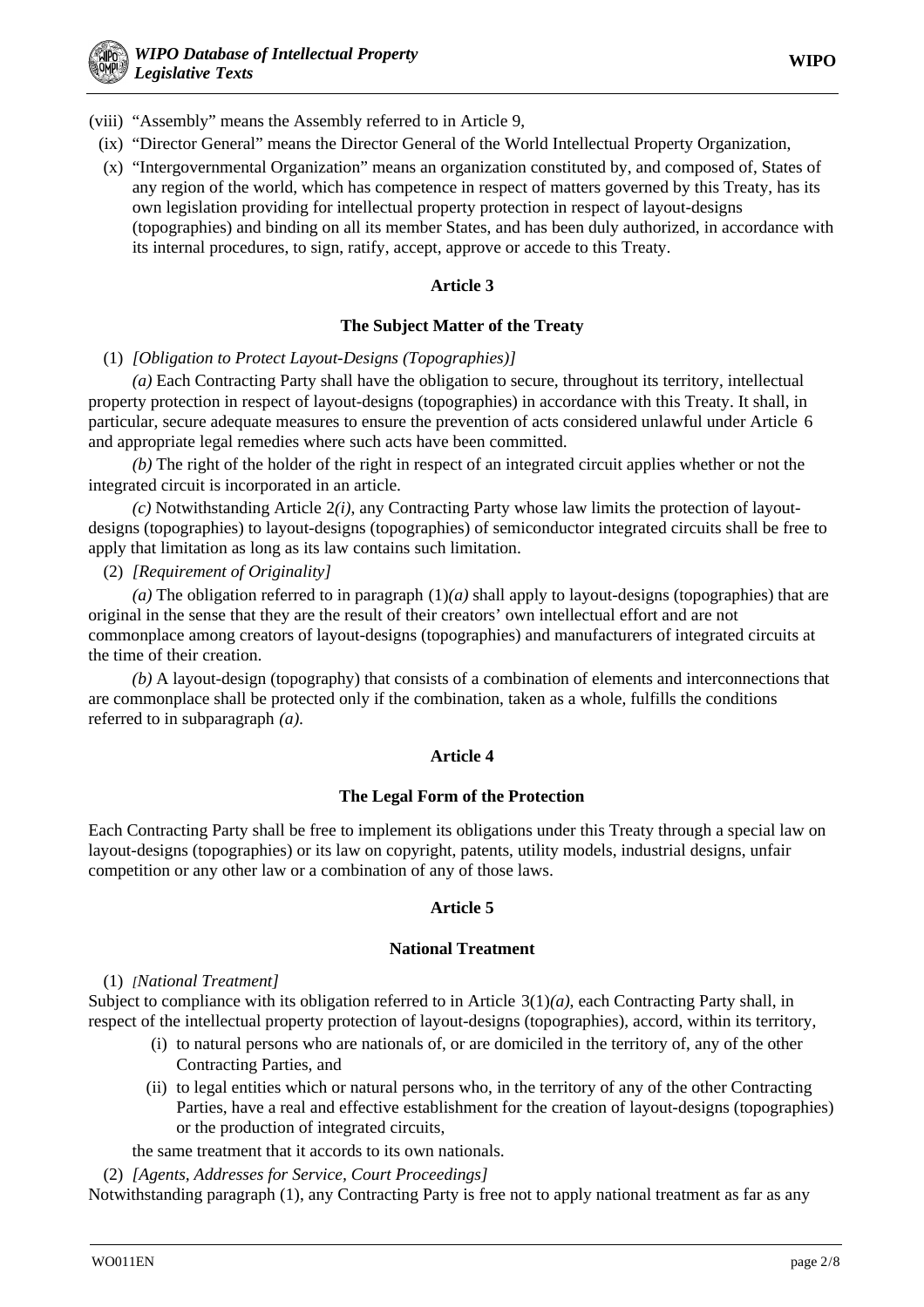(viii) “Assembly” means the Assembly referred to in Article 9,

(ix) “Director General” means the Director General of the World Intellectual Property Organization,

(x) “Intergovernmental Organization” means an organization constituted by, and composed of, States of any region of the world, which has competence in respect of matters governed by this Treaty, has its own legislation providing for intellectual property protection in respect of layout-designs (topographies) and binding on all its member States, and has been duly authorized, in accordance with its internal procedures, to sign, ratify, accept, approve or accede to this Treaty.

### Article 3

### The Subject Matter of the Treaty

(1) *[Obligation to Protect Layout-Designs (Topographies)]*

*(a)* Each Contracting Party shall have the obligation to secure, throughout its territory, intellectual property protection in respect of layout-designs (topographies) in accordance with this Treaty. It shall, in particular, secure adequate measures to ensure the prevention of acts considered unlawful under Article 6 and appropriate legal remedies where such acts have been committed.

*(b)* The right of the holder of the right in respect of an integrated circuit applies whether or not the integrated circuit is incorporated in an article.

*(c)* Notwithstanding Article 2*(i)*, any Contracting Party whose law limits the protection of layout-designs (topographies) to layout-designs (topographies) of semiconductor integrated circuits shall be free to apply that limitation as long as its law contains such limitation.

(2) *[Requirement of Originality]*

*(a)* The obligation referred to in paragraph (1)*(a)* shall apply to layout-designs (topographies) that are original in the sense that they are the result of their creators’ own intellectual effort and are not commonplace among creators of layout-designs (topographies) and manufacturers of integrated circuits at the time of their creation.

*(b)* A layout-design (topography) that consists of a combination of elements and interconnections that are commonplace shall be protected only if the combination, taken as a whole, fulfills the conditions referred to in subparagraph *(a)*.

### Article 4

### The Legal Form of the Protection

Each Contracting Party shall be free to implement its obligations under this Treaty through a special law on layout-designs (topographies) or its law on copyright, patents, utility models, industrial designs, unfair competition or any other law or a combination of any of those laws.

### Article 5

### National Treatment

(1) *[National Treatment]*

Subject to compliance with its obligation referred to in Article 3(1)*(a)*, each Contracting Party shall, in respect of the intellectual property protection of layout-designs (topographies), accord, within its territory,

(i) to natural persons who are nationals of, or are domiciled in the territory of, any of the other Contracting Parties, and

(ii) to legal entities which or natural persons who, in the territory of any of the other Contracting Parties, have a real and effective establishment for the creation of layout-designs (topographies) or the production of integrated circuits,

the same treatment that it accords to its own nationals.

(2) *[Agents, Addresses for Service, Court Proceedings]*

Notwithstanding paragraph (1), any Contracting Party is free not to apply national treatment as far as any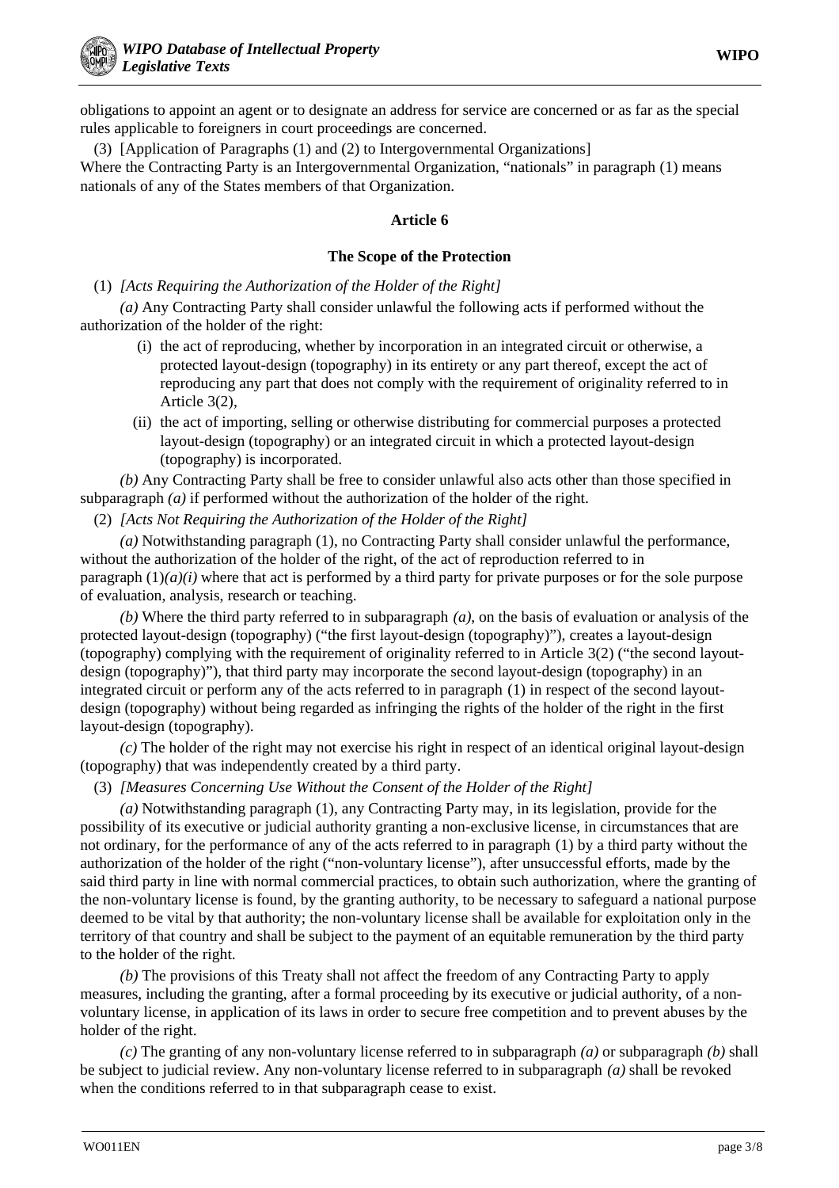obligations to appoint an agent or to designate an address for service are concerned or as far as the special rules applicable to foreigners in court proceedings are concerned.

(3) [Application of Paragraphs (1) and (2) to Intergovernmental Organizations]
Where the Contracting Party is an Intergovernmental Organization, "nationals" in paragraph (1) means nationals of any of the States members of that Organization.

### Article 6

### The Scope of the Protection

(1) *[Acts Requiring the Authorization of the Holder of the Right]*

*(a)* Any Contracting Party shall consider unlawful the following acts if performed without the authorization of the holder of the right:

(i) the act of reproducing, whether by incorporation in an integrated circuit or otherwise, a protected layout-design (topography) in its entirety or any part thereof, except the act of reproducing any part that does not comply with the requirement of originality referred to in Article 3(2),

(ii) the act of importing, selling or otherwise distributing for commercial purposes a protected layout-design (topography) or an integrated circuit in which a protected layout-design (topography) is incorporated.

*(b)* Any Contracting Party shall be free to consider unlawful also acts other than those specified in subparagraph *(a)* if performed without the authorization of the holder of the right.

(2) *[Acts Not Requiring the Authorization of the Holder of the Right]*

*(a)* Notwithstanding paragraph (1), no Contracting Party shall consider unlawful the performance, without the authorization of the holder of the right, of the act of reproduction referred to in paragraph (1)*(a)(i)* where that act is performed by a third party for private purposes or for the sole purpose of evaluation, analysis, research or teaching.

*(b)* Where the third party referred to in subparagraph *(a)*, on the basis of evaluation or analysis of the protected layout-design (topography) ("the first layout-design (topography)"), creates a layout-design (topography) complying with the requirement of originality referred to in Article 3(2) ("the second layout-design (topography)"), that third party may incorporate the second layout-design (topography) in an integrated circuit or perform any of the acts referred to in paragraph (1) in respect of the second layout-design (topography) without being regarded as infringing the rights of the holder of the right in the first layout-design (topography).

*(c)* The holder of the right may not exercise his right in respect of an identical original layout-design (topography) that was independently created by a third party.

(3) *[Measures Concerning Use Without the Consent of the Holder of the Right]*

*(a)* Notwithstanding paragraph (1), any Contracting Party may, in its legislation, provide for the possibility of its executive or judicial authority granting a non-exclusive license, in circumstances that are not ordinary, for the performance of any of the acts referred to in paragraph (1) by a third party without the authorization of the holder of the right ("non-voluntary license"), after unsuccessful efforts, made by the said third party in line with normal commercial practices, to obtain such authorization, where the granting of the non-voluntary license is found, by the granting authority, to be necessary to safeguard a national purpose deemed to be vital by that authority; the non-voluntary license shall be available for exploitation only in the territory of that country and shall be subject to the payment of an equitable remuneration by the third party to the holder of the right.

*(b)* The provisions of this Treaty shall not affect the freedom of any Contracting Party to apply measures, including the granting, after a formal proceeding by its executive or judicial authority, of a non-voluntary license, in application of its laws in order to secure free competition and to prevent abuses by the holder of the right.

*(c)* The granting of any non-voluntary license referred to in subparagraph *(a)* or subparagraph *(b)* shall be subject to judicial review. Any non-voluntary license referred to in subparagraph *(a)* shall be revoked when the conditions referred to in that subparagraph cease to exist.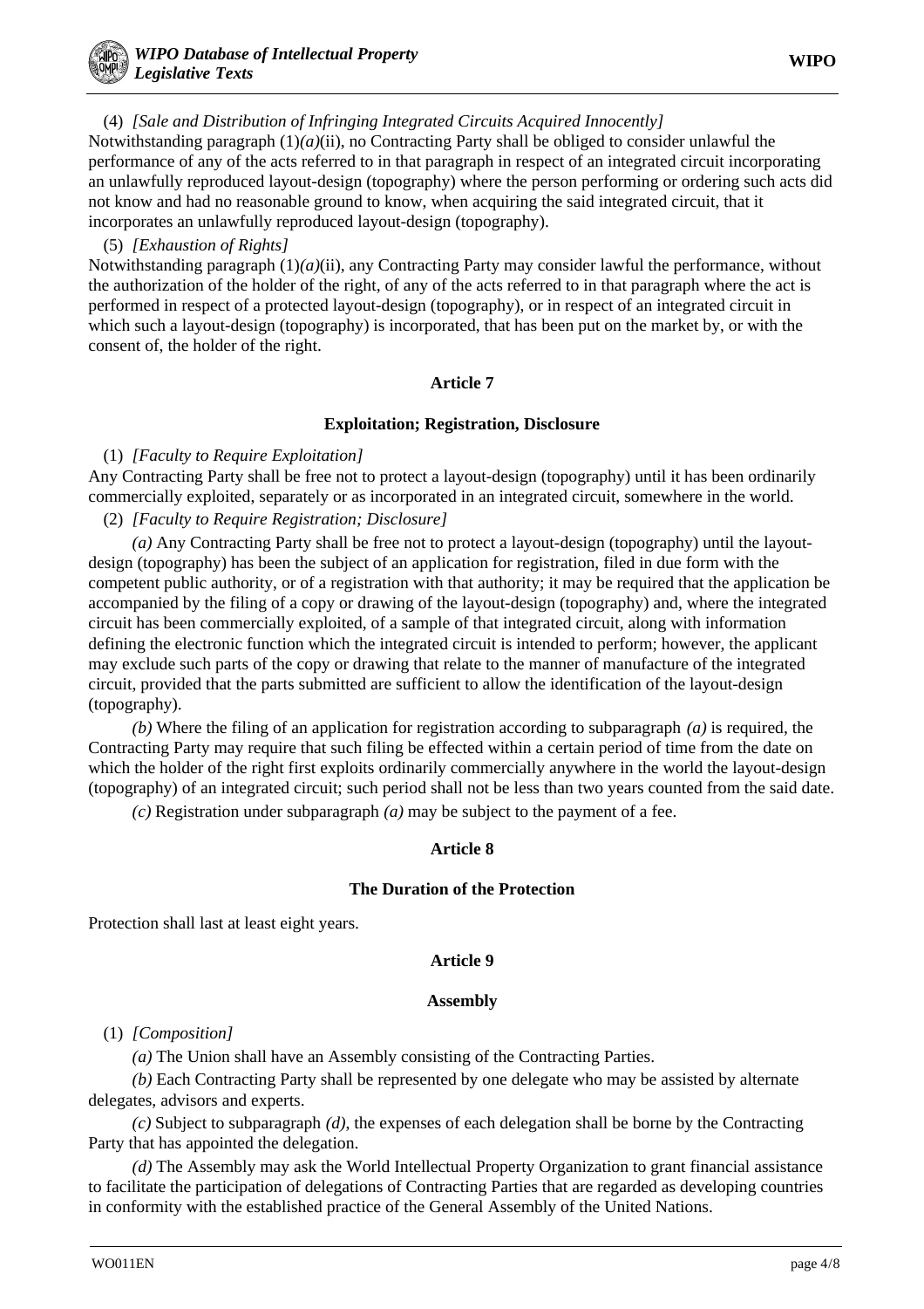(4) *[Sale and Distribution of Infringing Integrated Circuits Acquired Innocently]*
Notwithstanding paragraph (1)*(a)*(ii), no Contracting Party shall be obliged to consider unlawful the performance of any of the acts referred to in that paragraph in respect of an integrated circuit incorporating an unlawfully reproduced layout-design (topography) where the person performing or ordering such acts did not know and had no reasonable ground to know, when acquiring the said integrated circuit, that it incorporates an unlawfully reproduced layout-design (topography).

(5) *[Exhaustion of Rights]*
Notwithstanding paragraph (1)*(a)*(ii), any Contracting Party may consider lawful the performance, without the authorization of the holder of the right, of any of the acts referred to in that paragraph where the act is performed in respect of a protected layout-design (topography), or in respect of an integrated circuit in which such a layout-design (topography) is incorporated, that has been put on the market by, or with the consent of, the holder of the right.

## Article 7

### Exploitation; Registration, Disclosure

(1) *[Faculty to Require Exploitation]*
Any Contracting Party shall be free not to protect a layout-design (topography) until it has been ordinarily commercially exploited, separately or as incorporated in an integrated circuit, somewhere in the world.

(2) *[Faculty to Require Registration; Disclosure]*

*(a)* Any Contracting Party shall be free not to protect a layout-design (topography) until the layout-design (topography) has been the subject of an application for registration, filed in due form with the competent public authority, or of a registration with that authority; it may be required that the application be accompanied by the filing of a copy or drawing of the layout-design (topography) and, where the integrated circuit has been commercially exploited, of a sample of that integrated circuit, along with information defining the electronic function which the integrated circuit is intended to perform; however, the applicant may exclude such parts of the copy or drawing that relate to the manner of manufacture of the integrated circuit, provided that the parts submitted are sufficient to allow the identification of the layout-design (topography).

*(b)* Where the filing of an application for registration according to subparagraph *(a)* is required, the Contracting Party may require that such filing be effected within a certain period of time from the date on which the holder of the right first exploits ordinarily commercially anywhere in the world the layout-design (topography) of an integrated circuit; such period shall not be less than two years counted from the said date.

*(c)* Registration under subparagraph *(a)* may be subject to the payment of a fee.

## Article 8

### The Duration of the Protection

Protection shall last at least eight years.

## Article 9

### Assembly

(1) *[Composition]*

*(a)* The Union shall have an Assembly consisting of the Contracting Parties.

*(b)* Each Contracting Party shall be represented by one delegate who may be assisted by alternate delegates, advisors and experts.

*(c)* Subject to subparagraph *(d)*, the expenses of each delegation shall be borne by the Contracting Party that has appointed the delegation.

*(d)* The Assembly may ask the World Intellectual Property Organization to grant financial assistance to facilitate the participation of delegations of Contracting Parties that are regarded as developing countries in conformity with the established practice of the General Assembly of the United Nations.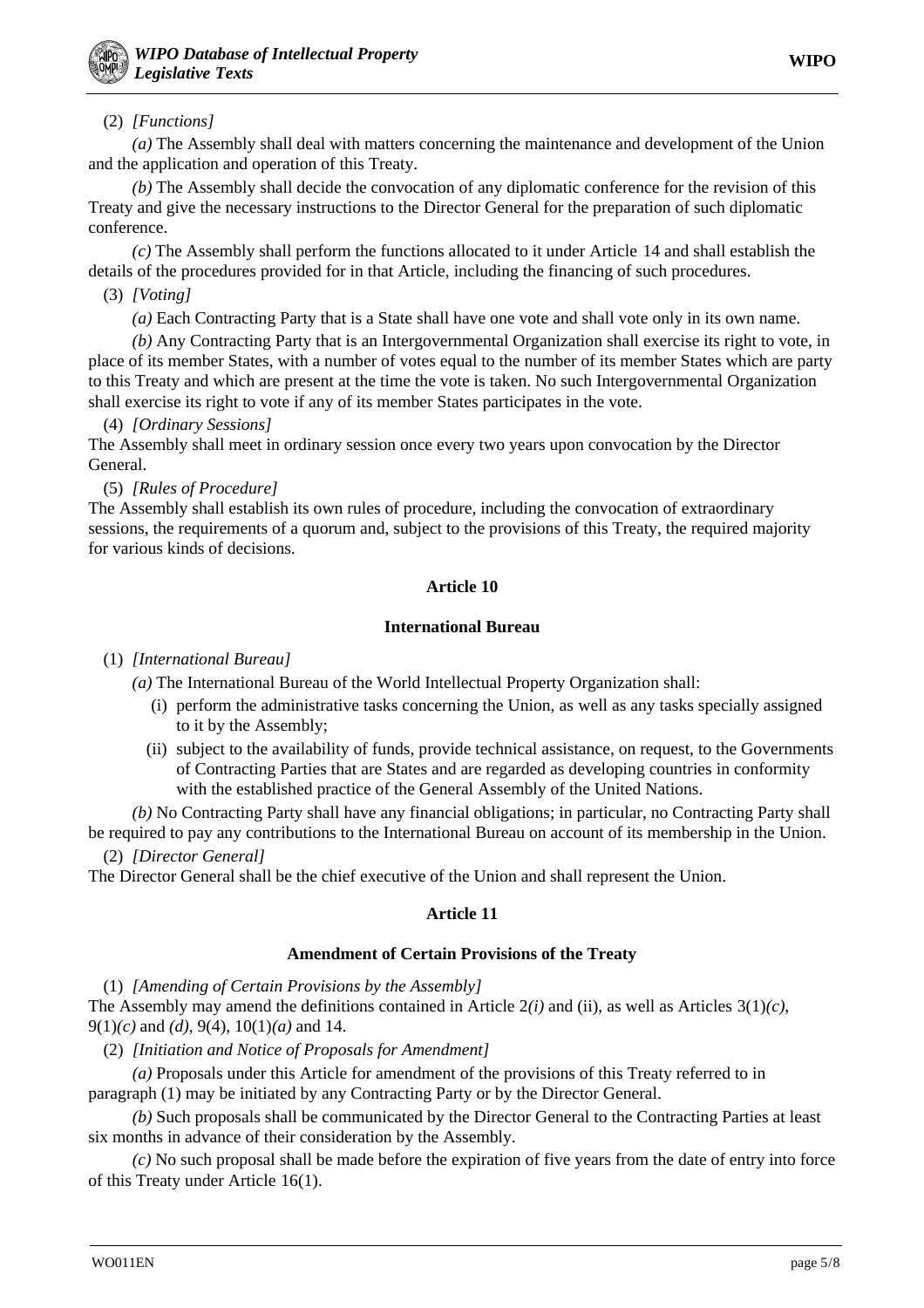(2) *[Functions]*

*(a)* The Assembly shall deal with matters concerning the maintenance and development of the Union and the application and operation of this Treaty.

*(b)* The Assembly shall decide the convocation of any diplomatic conference for the revision of this Treaty and give the necessary instructions to the Director General for the preparation of such diplomatic conference.

*(c)* The Assembly shall perform the functions allocated to it under Article 14 and shall establish the details of the procedures provided for in that Article, including the financing of such procedures.

(3) *[Voting]*

*(a)* Each Contracting Party that is a State shall have one vote and shall vote only in its own name.

*(b)* Any Contracting Party that is an Intergovernmental Organization shall exercise its right to vote, in place of its member States, with a number of votes equal to the number of its member States which are party to this Treaty and which are present at the time the vote is taken. No such Intergovernmental Organization shall exercise its right to vote if any of its member States participates in the vote.

(4) *[Ordinary Sessions]*

The Assembly shall meet in ordinary session once every two years upon convocation by the Director General.

(5) *[Rules of Procedure]*

The Assembly shall establish its own rules of procedure, including the convocation of extraordinary sessions, the requirements of a quorum and, subject to the provisions of this Treaty, the required majority for various kinds of decisions.

## Article 10

### International Bureau

(1) *[International Bureau]*

*(a)* The International Bureau of the World Intellectual Property Organization shall:

(i) perform the administrative tasks concerning the Union, as well as any tasks specially assigned to it by the Assembly;

(ii) subject to the availability of funds, provide technical assistance, on request, to the Governments of Contracting Parties that are States and are regarded as developing countries in conformity with the established practice of the General Assembly of the United Nations.

*(b)* No Contracting Party shall have any financial obligations; in particular, no Contracting Party shall be required to pay any contributions to the International Bureau on account of its membership in the Union.

(2) *[Director General]*

The Director General shall be the chief executive of the Union and shall represent the Union.

## Article 11

### Amendment of Certain Provisions of the Treaty

(1) *[Amending of Certain Provisions by the Assembly]*

The Assembly may amend the definitions contained in Article 2*(i)* and (ii), as well as Articles 3(1)*(c)*, 9(1)*(c)* and *(d)*, 9(4), 10(1)*(a)* and 14.

(2) *[Initiation and Notice of Proposals for Amendment]*

*(a)* Proposals under this Article for amendment of the provisions of this Treaty referred to in paragraph (1) may be initiated by any Contracting Party or by the Director General.

*(b)* Such proposals shall be communicated by the Director General to the Contracting Parties at least six months in advance of their consideration by the Assembly.

*(c)* No such proposal shall be made before the expiration of five years from the date of entry into force of this Treaty under Article 16(1).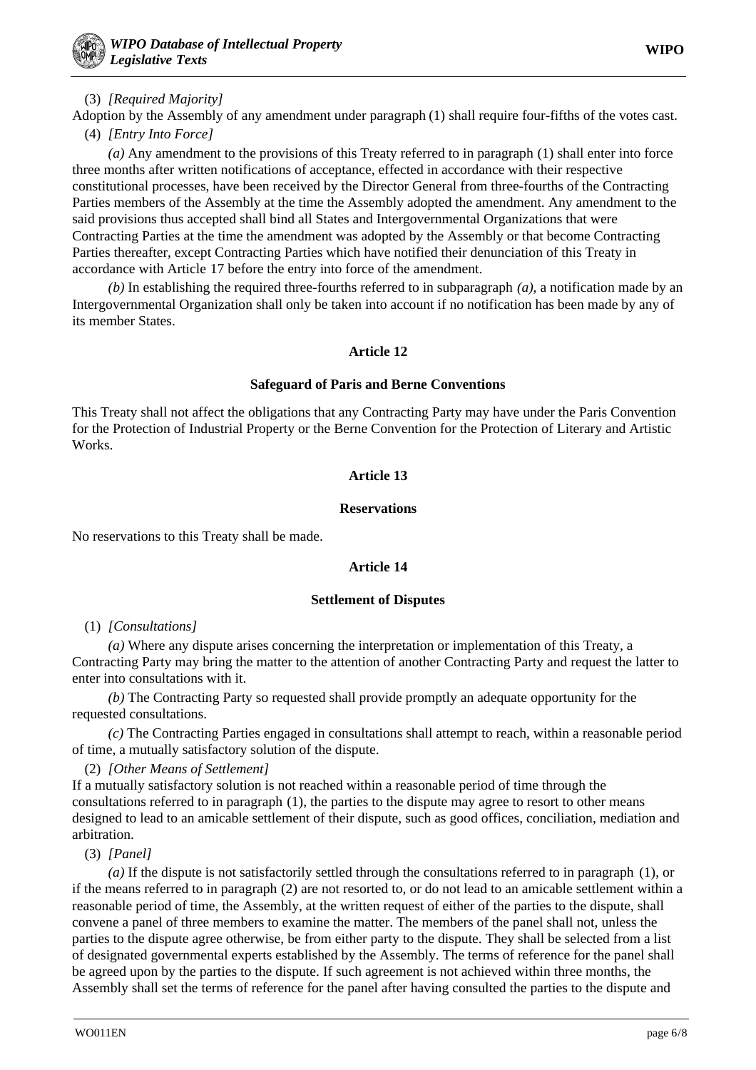(3) *[Required Majority]*

Adoption by the Assembly of any amendment under paragraph (1) shall require four-fifths of the votes cast.

(4) *[Entry Into Force]*

*(a)* Any amendment to the provisions of this Treaty referred to in paragraph (1) shall enter into force three months after written notifications of acceptance, effected in accordance with their respective constitutional processes, have been received by the Director General from three-fourths of the Contracting Parties members of the Assembly at the time the Assembly adopted the amendment. Any amendment to the said provisions thus accepted shall bind all States and Intergovernmental Organizations that were Contracting Parties at the time the amendment was adopted by the Assembly or that become Contracting Parties thereafter, except Contracting Parties which have notified their denunciation of this Treaty in accordance with Article 17 before the entry into force of the amendment.

*(b)* In establishing the required three-fourths referred to in subparagraph *(a)*, a notification made by an Intergovernmental Organization shall only be taken into account if no notification has been made by any of its member States.

## Article 12

### Safeguard of Paris and Berne Conventions

This Treaty shall not affect the obligations that any Contracting Party may have under the Paris Convention for the Protection of Industrial Property or the Berne Convention for the Protection of Literary and Artistic Works.

## Article 13

### Reservations

No reservations to this Treaty shall be made.

## Article 14

### Settlement of Disputes

(1) *[Consultations]*

*(a)* Where any dispute arises concerning the interpretation or implementation of this Treaty, a Contracting Party may bring the matter to the attention of another Contracting Party and request the latter to enter into consultations with it.

*(b)* The Contracting Party so requested shall provide promptly an adequate opportunity for the requested consultations.

*(c)* The Contracting Parties engaged in consultations shall attempt to reach, within a reasonable period of time, a mutually satisfactory solution of the dispute.

(2) *[Other Means of Settlement]*

If a mutually satisfactory solution is not reached within a reasonable period of time through the consultations referred to in paragraph (1), the parties to the dispute may agree to resort to other means designed to lead to an amicable settlement of their dispute, such as good offices, conciliation, mediation and arbitration.

(3) *[Panel]*

*(a)* If the dispute is not satisfactorily settled through the consultations referred to in paragraph (1), or if the means referred to in paragraph (2) are not resorted to, or do not lead to an amicable settlement within a reasonable period of time, the Assembly, at the written request of either of the parties to the dispute, shall convene a panel of three members to examine the matter. The members of the panel shall not, unless the parties to the dispute agree otherwise, be from either party to the dispute. They shall be selected from a list of designated governmental experts established by the Assembly. The terms of reference for the panel shall be agreed upon by the parties to the dispute. If such agreement is not achieved within three months, the Assembly shall set the terms of reference for the panel after having consulted the parties to the dispute and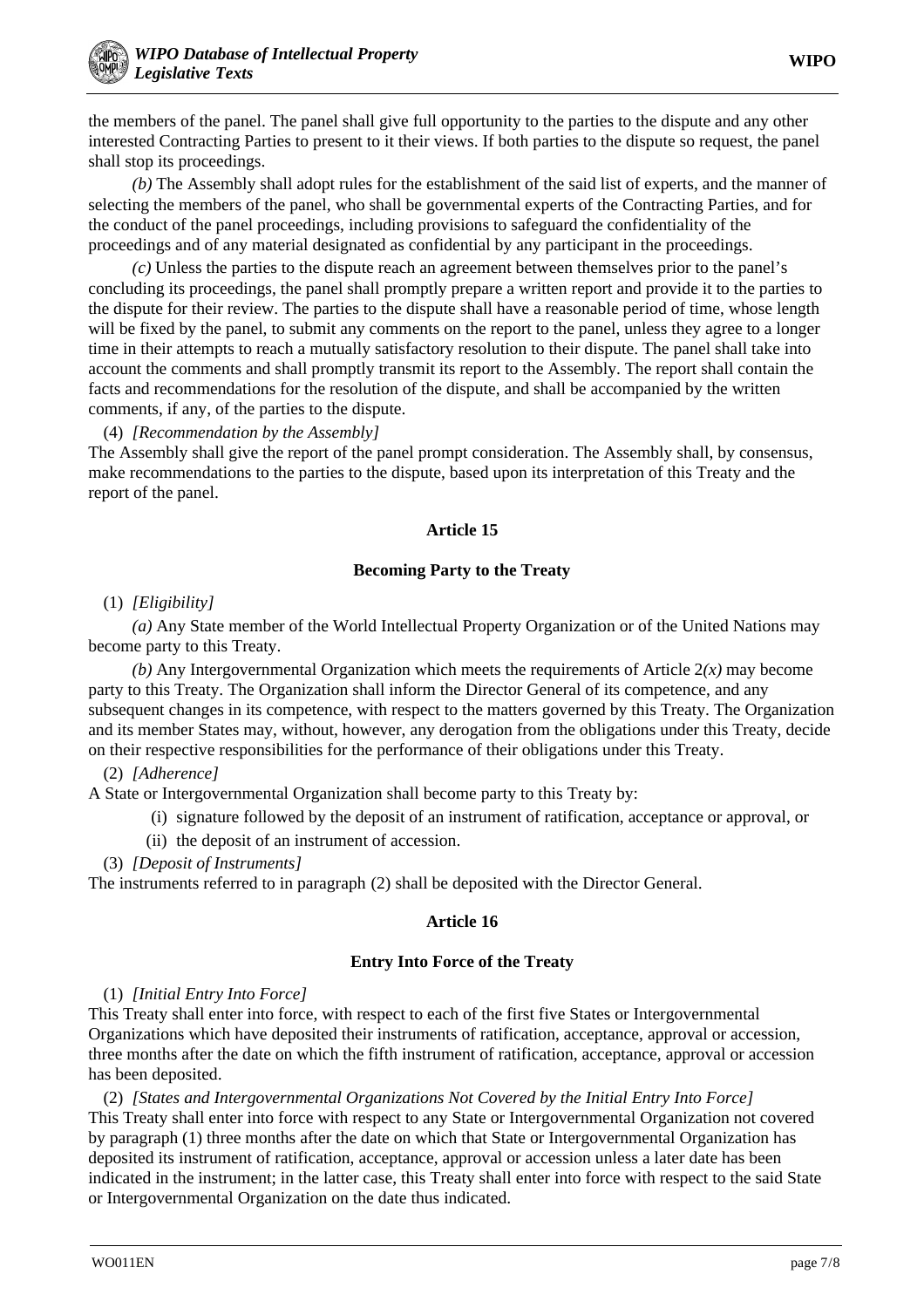the members of the panel. The panel shall give full opportunity to the parties to the dispute and any other interested Contracting Parties to present to it their views. If both parties to the dispute so request, the panel shall stop its proceedings.

*(b)* The Assembly shall adopt rules for the establishment of the said list of experts, and the manner of selecting the members of the panel, who shall be governmental experts of the Contracting Parties, and for the conduct of the panel proceedings, including provisions to safeguard the confidentiality of the proceedings and of any material designated as confidential by any participant in the proceedings.

*(c)* Unless the parties to the dispute reach an agreement between themselves prior to the panel's concluding its proceedings, the panel shall promptly prepare a written report and provide it to the parties to the dispute for their review. The parties to the dispute shall have a reasonable period of time, whose length will be fixed by the panel, to submit any comments on the report to the panel, unless they agree to a longer time in their attempts to reach a mutually satisfactory resolution to their dispute. The panel shall take into account the comments and shall promptly transmit its report to the Assembly. The report shall contain the facts and recommendations for the resolution of the dispute, and shall be accompanied by the written comments, if any, of the parties to the dispute.

(4) *[Recommendation by the Assembly]*

The Assembly shall give the report of the panel prompt consideration. The Assembly shall, by consensus, make recommendations to the parties to the dispute, based upon its interpretation of this Treaty and the report of the panel.

## Article 15

### Becoming Party to the Treaty

(1) *[Eligibility]*

*(a)* Any State member of the World Intellectual Property Organization or of the United Nations may become party to this Treaty.

*(b)* Any Intergovernmental Organization which meets the requirements of Article 2*(x)* may become party to this Treaty. The Organization shall inform the Director General of its competence, and any subsequent changes in its competence, with respect to the matters governed by this Treaty. The Organization and its member States may, without, however, any derogation from the obligations under this Treaty, decide on their respective responsibilities for the performance of their obligations under this Treaty.

(2) *[Adherence]*

A State or Intergovernmental Organization shall become party to this Treaty by:

(i) signature followed by the deposit of an instrument of ratification, acceptance or approval, or

(ii) the deposit of an instrument of accession.

(3) *[Deposit of Instruments]*

The instruments referred to in paragraph (2) shall be deposited with the Director General.

## Article 16

### Entry Into Force of the Treaty

(1) *[Initial Entry Into Force]*

This Treaty shall enter into force, with respect to each of the first five States or Intergovernmental Organizations which have deposited their instruments of ratification, acceptance, approval or accession, three months after the date on which the fifth instrument of ratification, acceptance, approval or accession has been deposited.

(2) *[States and Intergovernmental Organizations Not Covered by the Initial Entry Into Force]*

This Treaty shall enter into force with respect to any State or Intergovernmental Organization not covered by paragraph (1) three months after the date on which that State or Intergovernmental Organization has deposited its instrument of ratification, acceptance, approval or accession unless a later date has been indicated in the instrument; in the latter case, this Treaty shall enter into force with respect to the said State or Intergovernmental Organization on the date thus indicated.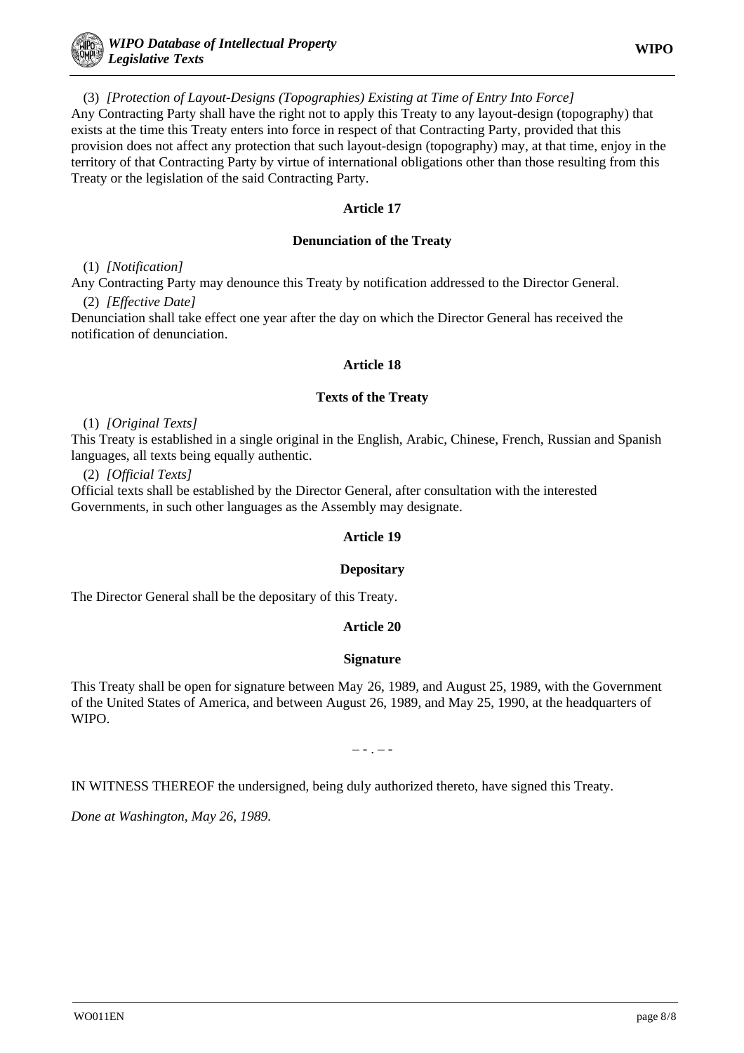(3) *[Protection of Layout-Designs (Topographies) Existing at Time of Entry Into Force]*
Any Contracting Party shall have the right not to apply this Treaty to any layout-design (topography) that exists at the time this Treaty enters into force in respect of that Contracting Party, provided that this provision does not affect any protection that such layout-design (topography) may, at that time, enjoy in the territory of that Contracting Party by virtue of international obligations other than those resulting from this Treaty or the legislation of the said Contracting Party.

### Article 17

### Denunciation of the Treaty

(1) *[Notification]*
Any Contracting Party may denounce this Treaty by notification addressed to the Director General.

(2) *[Effective Date]*
Denunciation shall take effect one year after the day on which the Director General has received the notification of denunciation.

### Article 18

### Texts of the Treaty

(1) *[Original Texts]*
This Treaty is established in a single original in the English, Arabic, Chinese, French, Russian and Spanish languages, all texts being equally authentic.

(2) *[Official Texts]*
Official texts shall be established by the Director General, after consultation with the interested Governments, in such other languages as the Assembly may designate.

### Article 19

### Depositary

The Director General shall be the depositary of this Treaty.

### Article 20

### Signature

This Treaty shall be open for signature between May 26, 1989, and August 25, 1989, with the Government of the United States of America, and between August 26, 1989, and May 25, 1990, at the headquarters of WIPO.

– - . – -

IN WITNESS THEREOF the undersigned, being duly authorized thereto, have signed this Treaty.

*Done at Washington, May 26, 1989.*